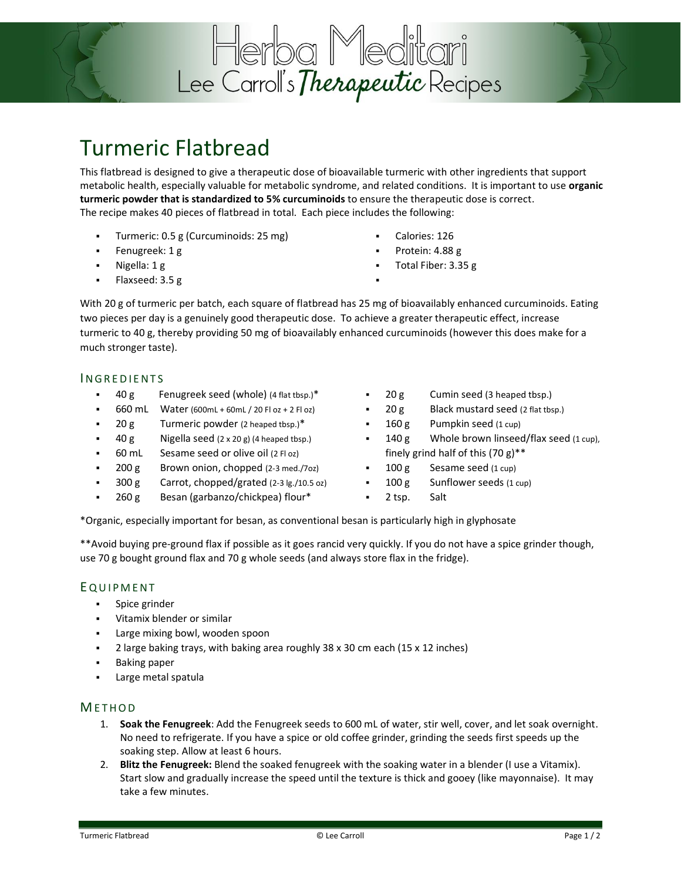# Herba Meditari

Lee Carroll's *Therapeutic* Recipes

## Turmeric Flatbread

This flatbread is designed to give a therapeutic dose of bioavailable turmeric with other ingredients that support metabolic health, especially valuable for metabolic syndrome, and related conditions. It is important to use **organic turmeric powder that is standardized to 5% curcuminoids** to ensure the therapeutic dose is correct. The recipe makes 40 pieces of flatbread in total. Each piece includes the following:

- Turmeric: 0.5 g (Curcuminoids: 25 mg)
- Fenugreek: 1 g
- Nigella: 1 g
- Flaxseed: 3.5 g
- Calories: 126
- Protein: 4.88 g
- Total Fiber: 3.35 g

With 20 g of turmeric per batch, each square of flatbread has 25 mg of bioavailably enhanced curcuminoids. Eating two pieces per day is a genuinely good therapeutic dose. To achieve a greater therapeutic effect, increase turmeric to 40 g, thereby providing 50 mg of bioavailably enhanced curcuminoids (however this does make for a much stronger taste).

### Ingredients

- 40 g Fenugreek seed (whole) (4 flat tbsp.)*
- 660 mL Water (600mL + 60mL / 20 Fl oz + 2 Fl oz)
- 20 g Turmeric powder (2 heaped tbsp.)*
- 40 g Nigella seed (2 x 20 g) (4 heaped tbsp.)
- 60 mL Sesame seed or olive oil (2 Fl oz)
- 200 g Brown onion, chopped (2-3 med./7oz)
- 300 g Carrot, chopped/grated (2-3 lg./10.5 oz)
- 260 g Besan (garbanzo/chickpea) flour*
- 20 g Cumin seed (3 heaped tbsp.)
- 20 g Black mustard seed (2 flat tbsp.)
- 160 g Pumpkin seed (1 cup)
- 140 g Whole brown linseed/flax seed (1 cup), finely grind half of this (70 g)**
- 100 g Sesame seed (1 cup)
- 100 g Sunflower seeds (1 cup)
- 2 tsp. Salt

*Organic, especially important for besan, as conventional besan is particularly high in glyphosate

**Avoid buying pre-ground flax if possible as it goes rancid very quickly. If you do not have a spice grinder though, use 70 g bought ground flax and 70 g whole seeds (and always store flax in the fridge).

### Equipment

- Spice grinder
- Vitamix blender or similar
- Large mixing bowl, wooden spoon
- 2 large baking trays, with baking area roughly 38 x 30 cm each (15 x 12 inches)
- Baking paper
- Large metal spatula

### Method

1. **Soak the Fenugreek**: Add the Fenugreek seeds to 600 mL of water, stir well, cover, and let soak overnight. No need to refrigerate. If you have a spice or old coffee grinder, grinding the seeds first speeds up the soaking step. Allow at least 6 hours.
2. **Blitz the Fenugreek:** Blend the soaked fenugreek with the soaking water in a blender (I use a Vitamix). Start slow and gradually increase the speed until the texture is thick and gooey (like mayonnaise). It may take a few minutes.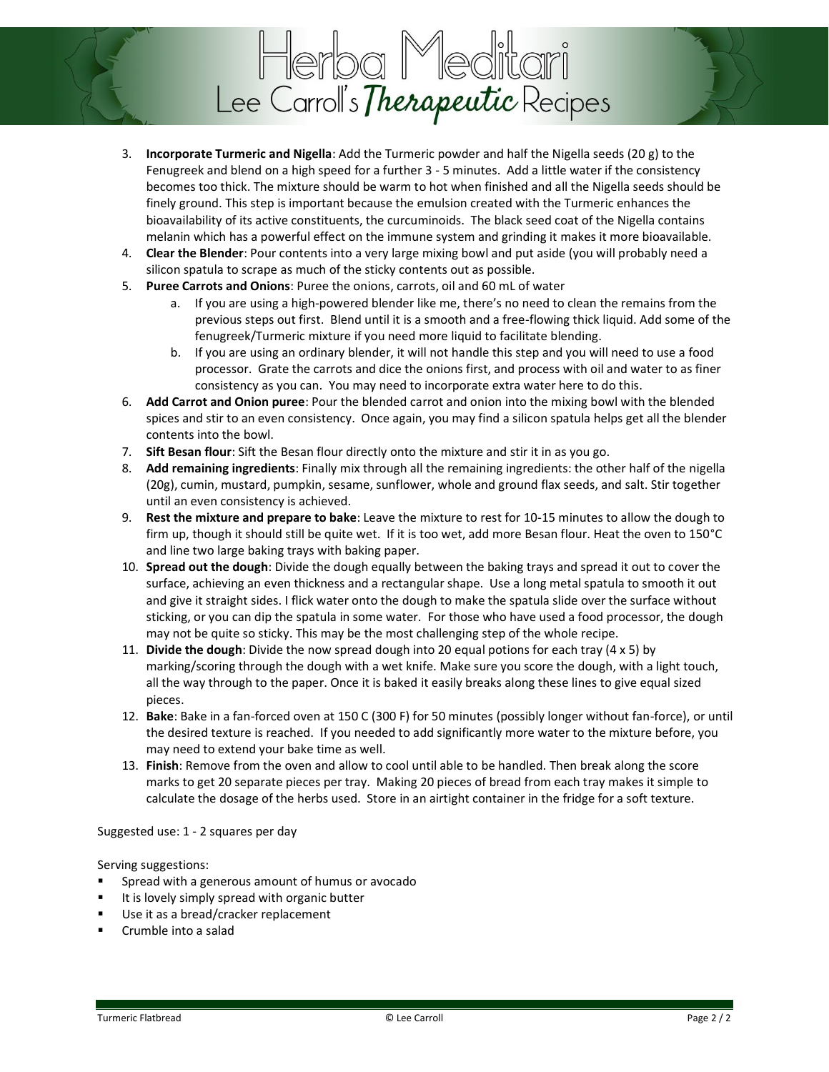3. **Incorporate Turmeric and Nigella**: Add the Turmeric powder and half the Nigella seeds (20 g) to the Fenugreek and blend on a high speed for a further 3 - 5 minutes. Add a little water if the consistency becomes too thick. The mixture should be warm to hot when finished and all the Nigella seeds should be finely ground. This step is important because the emulsion created with the Turmeric enhances the bioavailability of its active constituents, the curcuminoids. The black seed coat of the Nigella contains melanin which has a powerful effect on the immune system and grinding it makes it more bioavailable.
4. **Clear the Blender**: Pour contents into a very large mixing bowl and put aside (you will probably need a silicon spatula to scrape as much of the sticky contents out as possible.
5. **Puree Carrots and Onions**: Puree the onions, carrots, oil and 60 mL of water
   a. If you are using a high-powered blender like me, there's no need to clean the remains from the previous steps out first. Blend until it is a smooth and a free-flowing thick liquid. Add some of the fenugreek/Turmeric mixture if you need more liquid to facilitate blending.
   b. If you are using an ordinary blender, it will not handle this step and you will need to use a food processor. Grate the carrots and dice the onions first, and process with oil and water to as finer consistency as you can. You may need to incorporate extra water here to do this.
6. **Add Carrot and Onion puree**: Pour the blended carrot and onion into the mixing bowl with the blended spices and stir to an even consistency. Once again, you may find a silicon spatula helps get all the blender contents into the bowl.
7. **Sift Besan flour**: Sift the Besan flour directly onto the mixture and stir it in as you go.
8. **Add remaining ingredients**: Finally mix through all the remaining ingredients: the other half of the nigella (20g), cumin, mustard, pumpkin, sesame, sunflower, whole and ground flax seeds, and salt. Stir together until an even consistency is achieved.
9. **Rest the mixture and prepare to bake**: Leave the mixture to rest for 10-15 minutes to allow the dough to firm up, though it should still be quite wet. If it is too wet, add more Besan flour. Heat the oven to 150°C and line two large baking trays with baking paper.
10. **Spread out the dough**: Divide the dough equally between the baking trays and spread it out to cover the surface, achieving an even thickness and a rectangular shape. Use a long metal spatula to smooth it out and give it straight sides. I flick water onto the dough to make the spatula slide over the surface without sticking, or you can dip the spatula in some water. For those who have used a food processor, the dough may not be quite so sticky. This may be the most challenging step of the whole recipe.
11. **Divide the dough**: Divide the now spread dough into 20 equal potions for each tray (4 x 5) by marking/scoring through the dough with a wet knife. Make sure you score the dough, with a light touch, all the way through to the paper. Once it is baked it easily breaks along these lines to give equal sized pieces.
12. **Bake**: Bake in a fan-forced oven at 150 C (300 F) for 50 minutes (possibly longer without fan-force), or until the desired texture is reached. If you needed to add significantly more water to the mixture before, you may need to extend your bake time as well.
13. **Finish**: Remove from the oven and allow to cool until able to be handled. Then break along the score marks to get 20 separate pieces per tray. Making 20 pieces of bread from each tray makes it simple to calculate the dosage of the herbs used. Store in an airtight container in the fridge for a soft texture.

Suggested use: 1 - 2 squares per day

Serving suggestions:

- Spread with a generous amount of humus or avocado
- It is lovely simply spread with organic butter
- Use it as a bread/cracker replacement
- Crumble into a salad